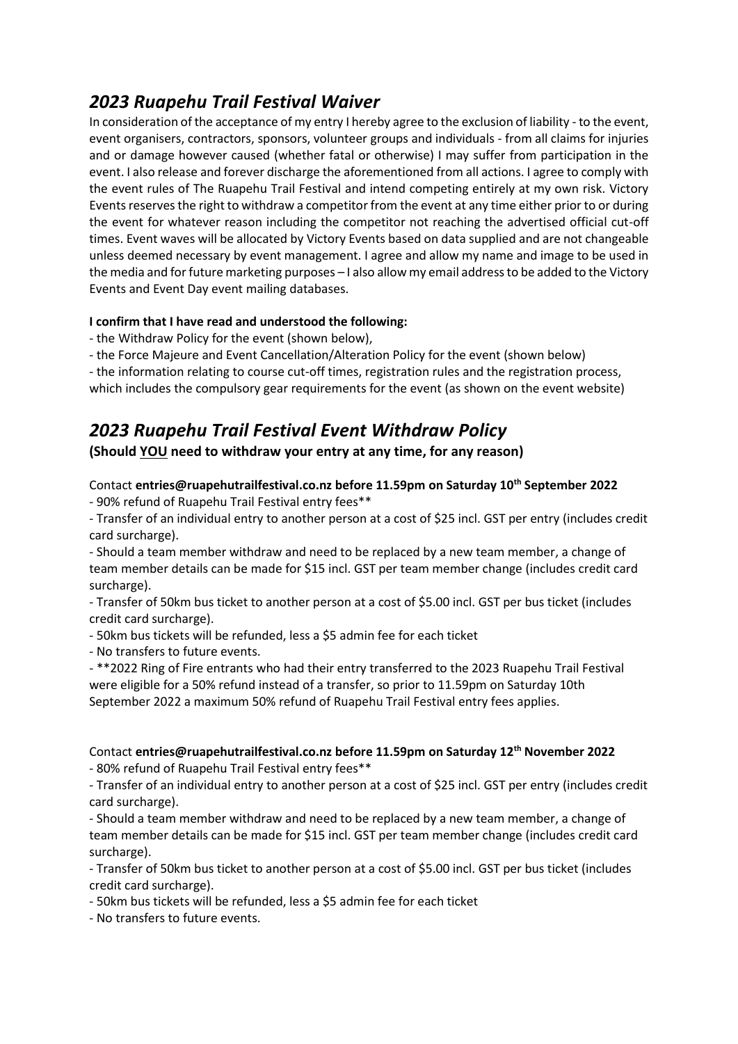## *2023 Ruapehu Trail Festival Waiver*

In consideration of the acceptance of my entry I hereby agree to the exclusion of liability - to the event, event organisers, contractors, sponsors, volunteer groups and individuals - from all claims for injuries and or damage however caused (whether fatal or otherwise) I may suffer from participation in the event. I also release and forever discharge the aforementioned from all actions. I agree to comply with the event rules of The Ruapehu Trail Festival and intend competing entirely at my own risk. Victory Events reserves the right to withdraw a competitor from the event at any time either prior to or during the event for whatever reason including the competitor not reaching the advertised official cut-off times. Event waves will be allocated by Victory Events based on data supplied and are not changeable unless deemed necessary by event management. I agree and allow my name and image to be used in the media and for future marketing purposes – I also allow my email address to be added to the Victory Events and Event Day event mailing databases.

**I confirm that I have read and understood the following:**

- the Withdraw Policy for the event (shown below),
- the Force Majeure and Event Cancellation/Alteration Policy for the event (shown below)
- the information relating to course cut-off times, registration rules and the registration process, which includes the compulsory gear requirements for the event (as shown on the event website)

## *2023 Ruapehu Trail Festival Event Withdraw Policy*

**(Should <u>YOU</u> need to withdraw your entry at any time, for any reason)**

Contact **entries@ruapehutrailfestival.co.nz before 11.59pm on Saturday 10th September 2022**

- 90% refund of Ruapehu Trail Festival entry fees**
- Transfer of an individual entry to another person at a cost of $25 incl. GST per entry (includes credit card surcharge).
- Should a team member withdraw and need to be replaced by a new team member, a change of team member details can be made for $15 incl. GST per team member change (includes credit card surcharge).
- Transfer of 50km bus ticket to another person at a cost of $5.00 incl. GST per bus ticket (includes credit card surcharge).
- 50km bus tickets will be refunded, less a $5 admin fee for each ticket
- No transfers to future events.
- **2022 Ring of Fire entrants who had their entry transferred to the 2023 Ruapehu Trail Festival were eligible for a 50% refund instead of a transfer, so prior to 11.59pm on Saturday 10th September 2022 a maximum 50% refund of Ruapehu Trail Festival entry fees applies.

Contact **entries@ruapehutrailfestival.co.nz before 11.59pm on Saturday 12th November 2022**

- 80% refund of Ruapehu Trail Festival entry fees**
- Transfer of an individual entry to another person at a cost of $25 incl. GST per entry (includes credit card surcharge).
- Should a team member withdraw and need to be replaced by a new team member, a change of team member details can be made for $15 incl. GST per team member change (includes credit card surcharge).
- Transfer of 50km bus ticket to another person at a cost of $5.00 incl. GST per bus ticket (includes credit card surcharge).
- 50km bus tickets will be refunded, less a $5 admin fee for each ticket
- No transfers to future events.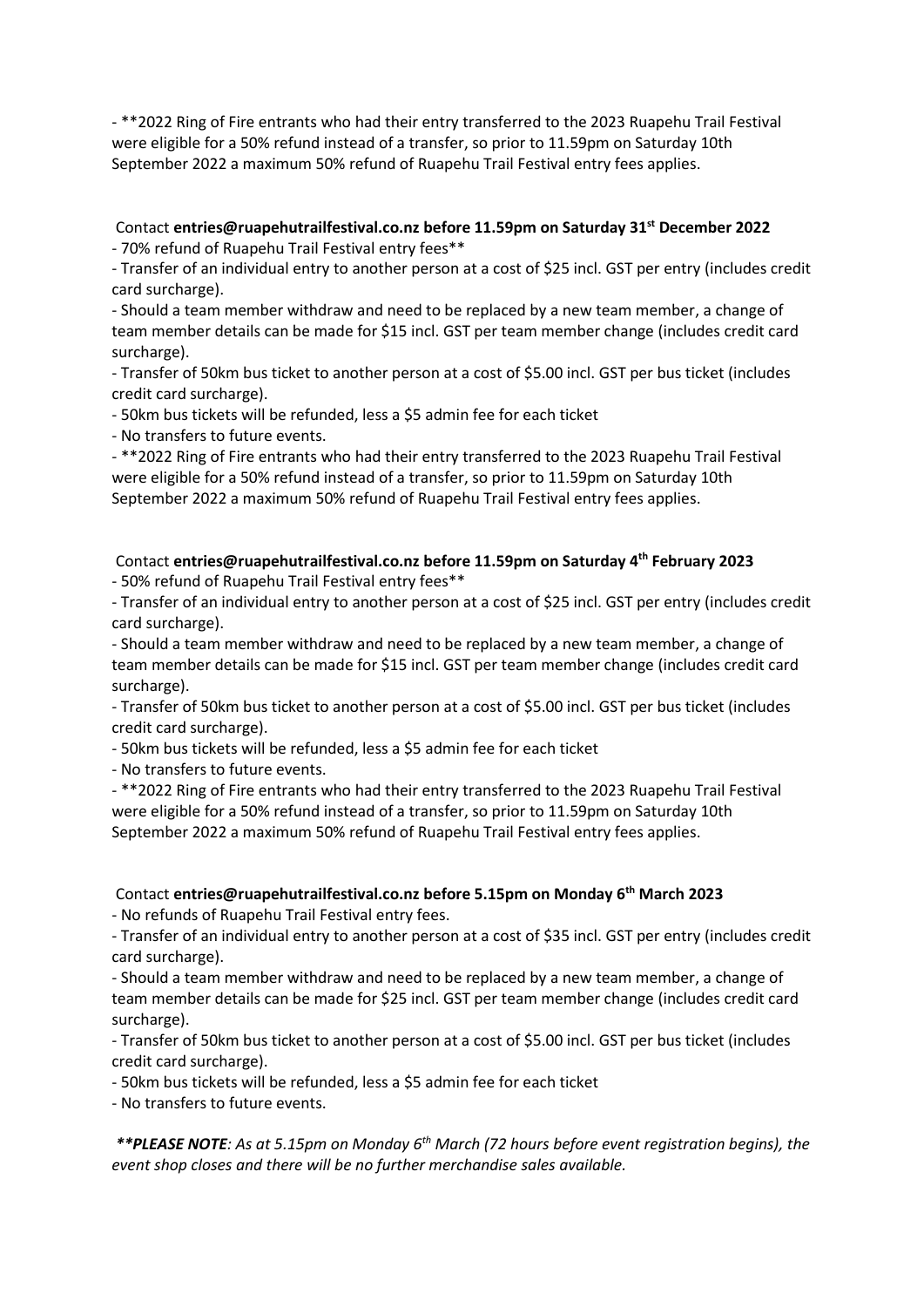- **2022 Ring of Fire entrants who had their entry transferred to the 2023 Ruapehu Trail Festival were eligible for a 50% refund instead of a transfer, so prior to 11.59pm on Saturday 10th September 2022 a maximum 50% refund of Ruapehu Trail Festival entry fees applies.

Contact **entries@ruapehutrailfestival.co.nz before 11.59pm on Saturday 31st December 2022**

- 70% refund of Ruapehu Trail Festival entry fees**
- Transfer of an individual entry to another person at a cost of $25 incl. GST per entry (includes credit card surcharge).
- Should a team member withdraw and need to be replaced by a new team member, a change of team member details can be made for $15 incl. GST per team member change (includes credit card surcharge).
- Transfer of 50km bus ticket to another person at a cost of $5.00 incl. GST per bus ticket (includes credit card surcharge).
- 50km bus tickets will be refunded, less a $5 admin fee for each ticket
- No transfers to future events.
- **2022 Ring of Fire entrants who had their entry transferred to the 2023 Ruapehu Trail Festival were eligible for a 50% refund instead of a transfer, so prior to 11.59pm on Saturday 10th September 2022 a maximum 50% refund of Ruapehu Trail Festival entry fees applies.

Contact **entries@ruapehutrailfestival.co.nz before 11.59pm on Saturday 4th February 2023**

- 50% refund of Ruapehu Trail Festival entry fees**
- Transfer of an individual entry to another person at a cost of $25 incl. GST per entry (includes credit card surcharge).
- Should a team member withdraw and need to be replaced by a new team member, a change of team member details can be made for $15 incl. GST per team member change (includes credit card surcharge).
- Transfer of 50km bus ticket to another person at a cost of $5.00 incl. GST per bus ticket (includes credit card surcharge).
- 50km bus tickets will be refunded, less a $5 admin fee for each ticket
- No transfers to future events.
- **2022 Ring of Fire entrants who had their entry transferred to the 2023 Ruapehu Trail Festival were eligible for a 50% refund instead of a transfer, so prior to 11.59pm on Saturday 10th September 2022 a maximum 50% refund of Ruapehu Trail Festival entry fees applies.

Contact **entries@ruapehutrailfestival.co.nz before 5.15pm on Monday 6th March 2023**

- No refunds of Ruapehu Trail Festival entry fees.
- Transfer of an individual entry to another person at a cost of $35 incl. GST per entry (includes credit card surcharge).
- Should a team member withdraw and need to be replaced by a new team member, a change of team member details can be made for $25 incl. GST per team member change (includes credit card surcharge).
- Transfer of 50km bus ticket to another person at a cost of $5.00 incl. GST per bus ticket (includes credit card surcharge).
- 50km bus tickets will be refunded, less a $5 admin fee for each ticket
- No transfers to future events.

***\*\*PLEASE NOTE**: As at 5.15pm on Monday 6th March (72 hours before event registration begins), the event shop closes and there will be no further merchandise sales available.*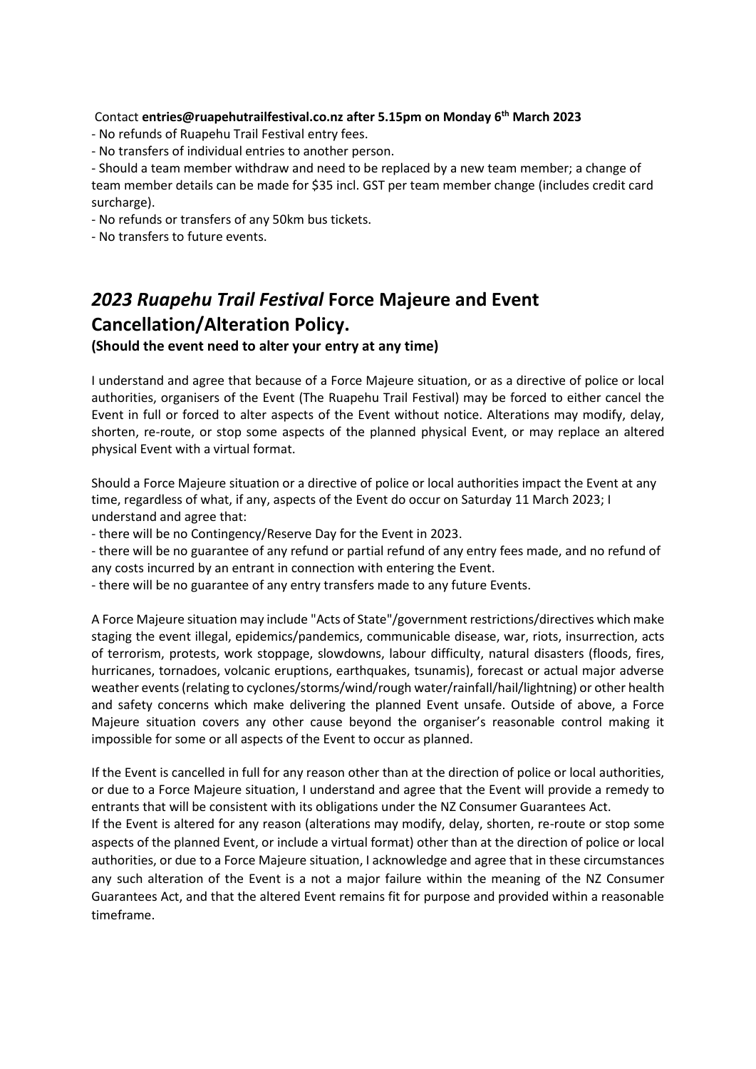Contact **entries@ruapehutrailfestival.co.nz after 5.15pm on Monday 6th March 2023**

- No refunds of Ruapehu Trail Festival entry fees.
- No transfers of individual entries to another person.
- Should a team member withdraw and need to be replaced by a new team member; a change of team member details can be made for $35 incl. GST per team member change (includes credit card surcharge).
- No refunds or transfers of any 50km bus tickets.
- No transfers to future events.

## *2023 Ruapehu Trail Festival* Force Majeure and Event Cancellation/Alteration Policy.

**(Should the event need to alter your entry at any time)**

I understand and agree that because of a Force Majeure situation, or as a directive of police or local authorities, organisers of the Event (The Ruapehu Trail Festival) may be forced to either cancel the Event in full or forced to alter aspects of the Event without notice. Alterations may modify, delay, shorten, re-route, or stop some aspects of the planned physical Event, or may replace an altered physical Event with a virtual format.

Should a Force Majeure situation or a directive of police or local authorities impact the Event at any time, regardless of what, if any, aspects of the Event do occur on Saturday 11 March 2023; I understand and agree that:

- there will be no Contingency/Reserve Day for the Event in 2023.
- there will be no guarantee of any refund or partial refund of any entry fees made, and no refund of any costs incurred by an entrant in connection with entering the Event.
- there will be no guarantee of any entry transfers made to any future Events.

A Force Majeure situation may include "Acts of State"/government restrictions/directives which make staging the event illegal, epidemics/pandemics, communicable disease, war, riots, insurrection, acts of terrorism, protests, work stoppage, slowdowns, labour difficulty, natural disasters (floods, fires, hurricanes, tornadoes, volcanic eruptions, earthquakes, tsunamis), forecast or actual major adverse weather events (relating to cyclones/storms/wind/rough water/rainfall/hail/lightning) or other health and safety concerns which make delivering the planned Event unsafe. Outside of above, a Force Majeure situation covers any other cause beyond the organiser's reasonable control making it impossible for some or all aspects of the Event to occur as planned.

If the Event is cancelled in full for any reason other than at the direction of police or local authorities, or due to a Force Majeure situation, I understand and agree that the Event will provide a remedy to entrants that will be consistent with its obligations under the NZ Consumer Guarantees Act.

If the Event is altered for any reason (alterations may modify, delay, shorten, re-route or stop some aspects of the planned Event, or include a virtual format) other than at the direction of police or local authorities, or due to a Force Majeure situation, I acknowledge and agree that in these circumstances any such alteration of the Event is a not a major failure within the meaning of the NZ Consumer Guarantees Act, and that the altered Event remains fit for purpose and provided within a reasonable timeframe.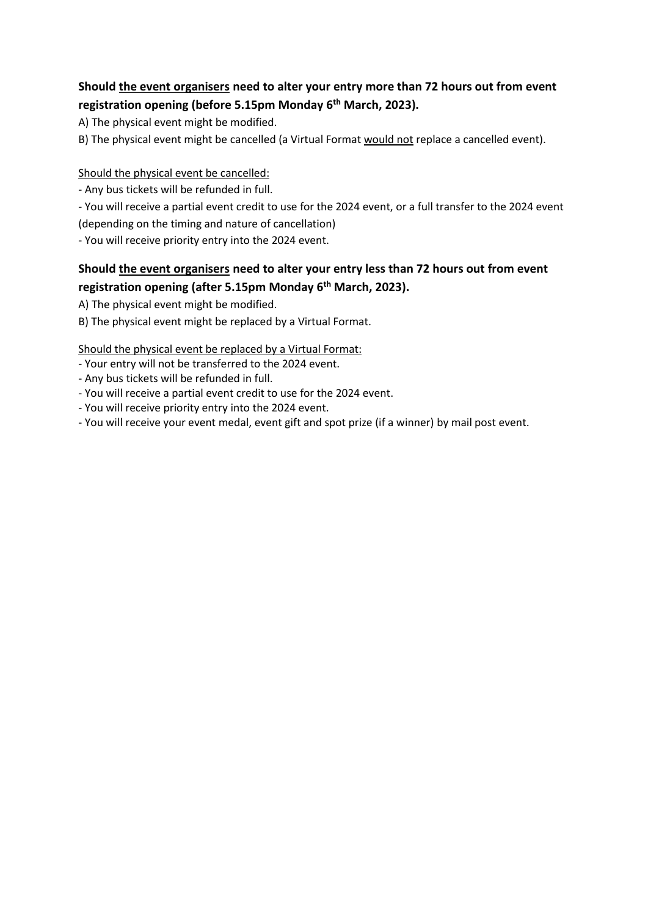**Should <u>the event organisers</u> need to alter your entry more than 72 hours out from event registration opening (before 5.15pm Monday 6th March, 2023).**

A) The physical event might be modified.

B) The physical event might be cancelled (a Virtual Format <u>would not</u> replace a cancelled event).

<u>Should the physical event be cancelled:</u>

- Any bus tickets will be refunded in full.
- You will receive a partial event credit to use for the 2024 event, or a full transfer to the 2024 event (depending on the timing and nature of cancellation)
- You will receive priority entry into the 2024 event.

**Should <u>the event organisers</u> need to alter your entry less than 72 hours out from event registration opening (after 5.15pm Monday 6th March, 2023).**

A) The physical event might be modified.

B) The physical event might be replaced by a Virtual Format.

<u>Should the physical event be replaced by a Virtual Format:</u>

- Your entry will not be transferred to the 2024 event.
- Any bus tickets will be refunded in full.
- You will receive a partial event credit to use for the 2024 event.
- You will receive priority entry into the 2024 event.
- You will receive your event medal, event gift and spot prize (if a winner) by mail post event.